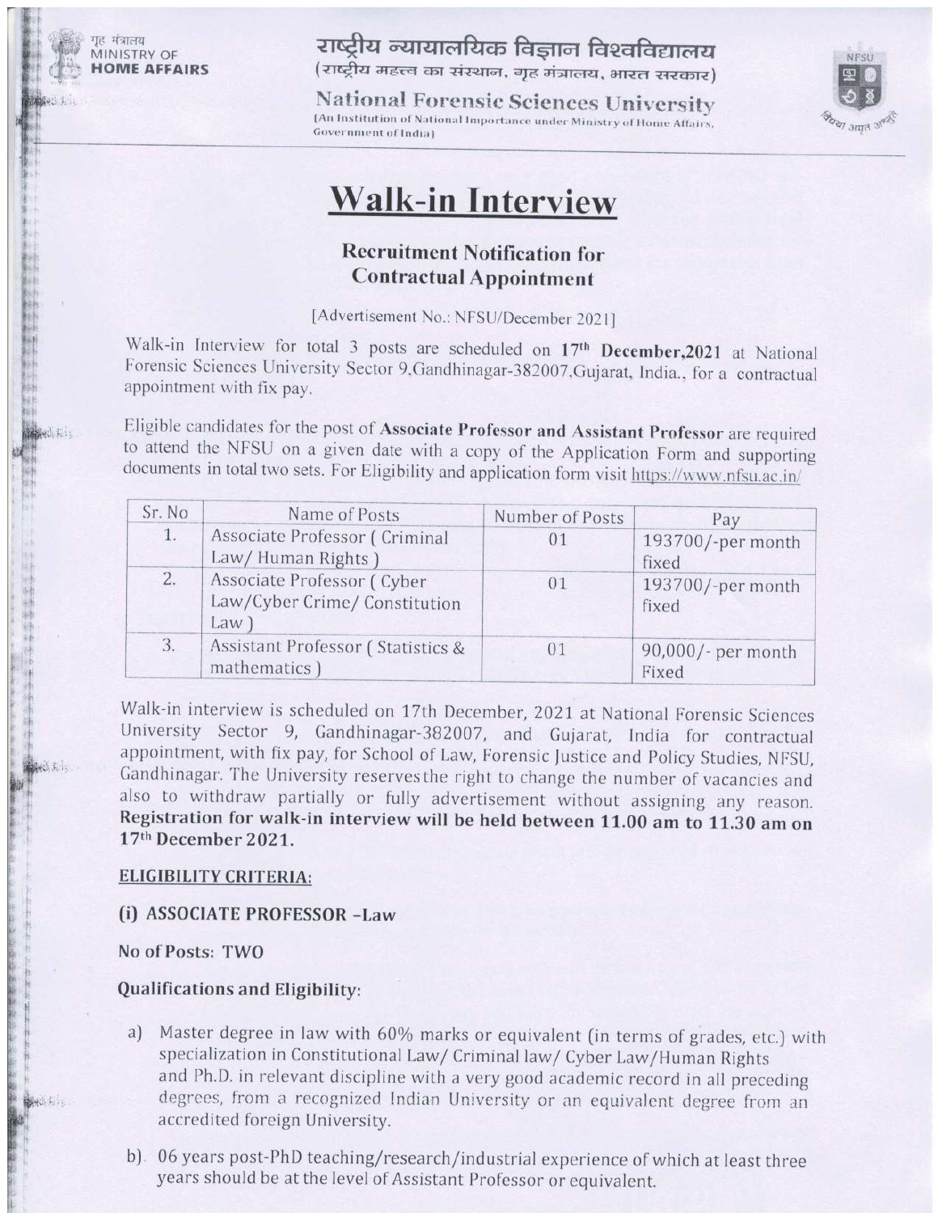गृह मंत्रालय
MINISTRY OF
**HOME AFFAIRS**

राष्ट्रीय न्यायालयिक विज्ञान विश्वविद्यालय
(राष्ट्रीय महत्त्व का संस्थान, गृह मंत्रालय, भारत सरकार)

**National Forensic Sciences University**
(An Institution of National Importance under Ministry of Home Affairs, Government of India)

# Walk-in Interview

### Recruitment Notification for Contractual Appointment

[Advertisement No.: NFSU/December 2021]

Walk-in Interview for total 3 posts are scheduled on **17th December,2021** at National Forensic Sciences University Sector 9,Gandhinagar-382007,Gujarat, India., for a contractual appointment with fix pay.

Eligible candidates for the post of **Associate Professor and Assistant Professor** are required to attend the NFSU on a given date with a copy of the Application Form and supporting documents in total two sets. For Eligibility and application form visit https://www.nfsu.ac.in/

| Sr. No | Name of Posts | Number of Posts | Pay |
|---|---|---|---|
| 1. | Associate Professor ( Criminal Law/ Human Rights ) | 01 | 193700/-per month fixed |
| 2. | Associate Professor ( Cyber Law/Cyber Crime/ Constitution Law ) | 01 | 193700/-per month fixed |
| 3. | Assistant Professor ( Statistics & mathematics ) | 01 | 90,000/- per month Fixed |

Walk-in interview is scheduled on 17th December, 2021 at National Forensic Sciences University Sector 9, Gandhinagar-382007, and Gujarat, India for contractual appointment, with fix pay, for School of Law, Forensic Justice and Policy Studies, NFSU, Gandhinagar. The University reservesthe right to change the number of vacancies and also to withdraw partially or fully advertisement without assigning any reason. **Registration for walk-in interview will be held between 11.00 am to 11.30 am on 17th December 2021.**

**ELIGIBILITY CRITERIA:**

**(i) ASSOCIATE PROFESSOR –Law**

**No of Posts: TWO**

**Qualifications and Eligibility:**

a) Master degree in law with 60% marks or equivalent (in terms of grades, etc.) with specialization in Constitutional Law/ Criminal law/ Cyber Law/Human Rights and Ph.D. in relevant discipline with a very good academic record in all preceding degrees, from a recognized Indian University or an equivalent degree from an accredited foreign University.

b) 06 years post-PhD teaching/research/industrial experience of which at least three years should be at the level of Assistant Professor or equivalent.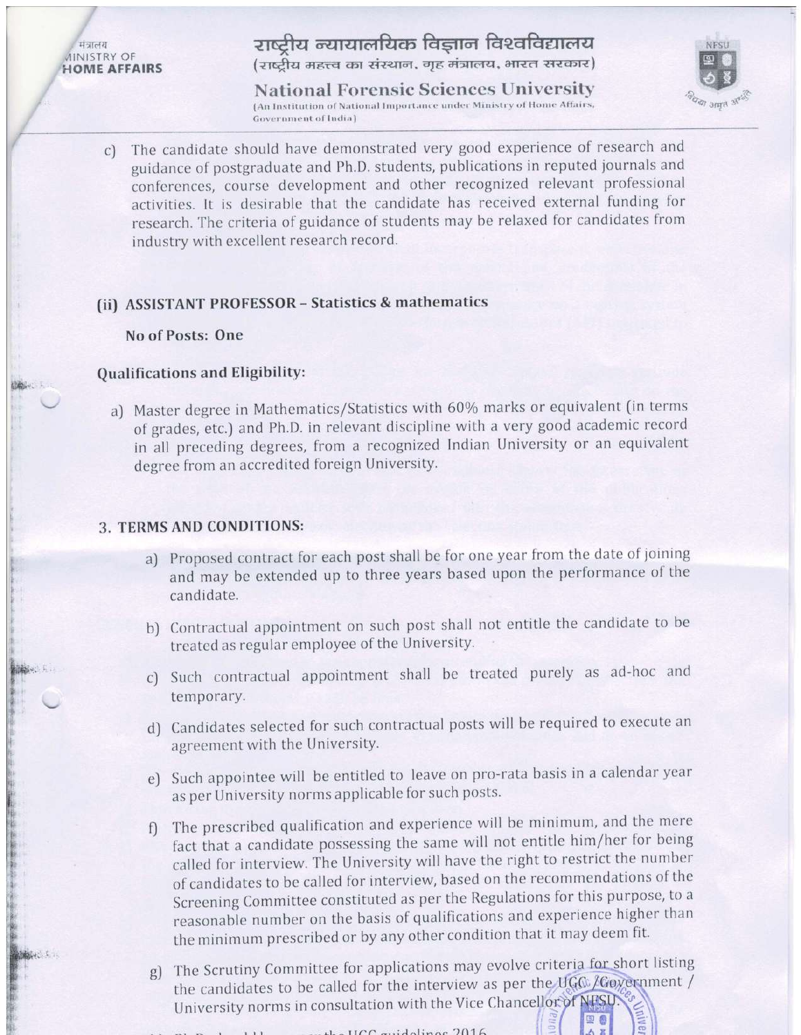c) The candidate should have demonstrated very good experience of research and guidance of postgraduate and Ph.D. students, publications in reputed journals and conferences, course development and other recognized relevant professional activities. It is desirable that the candidate has received external funding for research. The criteria of guidance of students may be relaxed for candidates from industry with excellent research record.

### (ii) ASSISTANT PROFESSOR – Statistics & mathematics

**No of Posts: One**

### Qualifications and Eligibility:

a) Master degree in Mathematics/Statistics with 60% marks or equivalent (in terms of grades, etc.) and Ph.D. in relevant discipline with a very good academic record in all preceding degrees, from a recognized Indian University or an equivalent degree from an accredited foreign University.

## 3. TERMS AND CONDITIONS:

a) Proposed contract for each post shall be for one year from the date of joining and may be extended up to three years based upon the performance of the candidate.

b) Contractual appointment on such post shall not entitle the candidate to be treated as regular employee of the University.

c) Such contractual appointment shall be treated purely as ad-hoc and temporary.

d) Candidates selected for such contractual posts will be required to execute an agreement with the University.

e) Such appointee will be entitled to leave on pro-rata basis in a calendar year as per University norms applicable for such posts.

f) The prescribed qualification and experience will be minimum, and the mere fact that a candidate possessing the same will not entitle him/her for being called for interview. The University will have the right to restrict the number of candidates to be called for interview, based on the recommendations of the Screening Committee constituted as per the Regulations for this purpose, to a reasonable number on the basis of qualifications and experience higher than the minimum prescribed or by any other condition that it may deem fit.

g) The Scrutiny Committee for applications may evolve criteria for short listing the candidates to be called for the interview as per the UGC /Government / University norms in consultation with the Vice Chancellor of NFSU.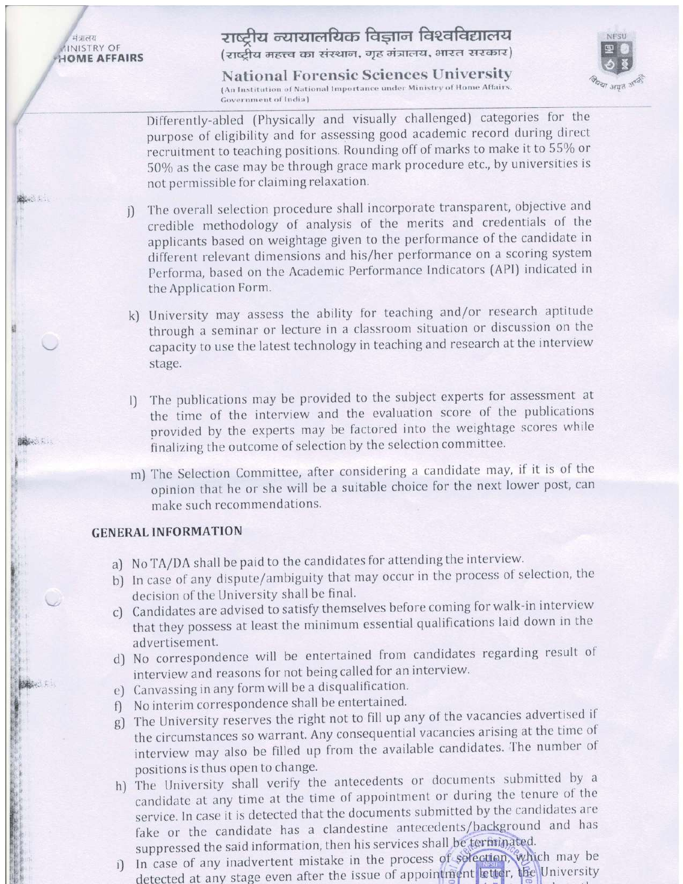Differently-abled (Physically and visually challenged) categories for the purpose of eligibility and for assessing good academic record during direct recruitment to teaching positions. Rounding off of marks to make it to 55% or 50% as the case may be through grace mark procedure etc., by universities is not permissible for claiming relaxation.

j) The overall selection procedure shall incorporate transparent, objective and credible methodology of analysis of the merits and credentials of the applicants based on weightage given to the performance of the candidate in different relevant dimensions and his/her performance on a scoring system Performa, based on the Academic Performance Indicators (API) indicated in the Application Form.

k) University may assess the ability for teaching and/or research aptitude through a seminar or lecture in a classroom situation or discussion on the capacity to use the latest technology in teaching and research at the interview stage.

l) The publications may be provided to the subject experts for assessment at the time of the interview and the evaluation score of the publications provided by the experts may be factored into the weightage scores while finalizing the outcome of selection by the selection committee.

m) The Selection Committee, after considering a candidate may, if it is of the opinion that he or she will be a suitable choice for the next lower post, can make such recommendations.

## GENERAL INFORMATION

a) No TA/DA shall be paid to the candidates for attending the interview.

b) In case of any dispute/ambiguity that may occur in the process of selection, the decision of the University shall be final.

c) Candidates are advised to satisfy themselves before coming for walk-in interview that they possess at least the minimum essential qualifications laid down in the advertisement.

d) No correspondence will be entertained from candidates regarding result of interview and reasons for not being called for an interview.

e) Canvassing in any form will be a disqualification.

f) No interim correspondence shall be entertained.

g) The University reserves the right not to fill up any of the vacancies advertised if the circumstances so warrant. Any consequential vacancies arising at the time of interview may also be filled up from the available candidates. The number of positions is thus open to change.

h) The University shall verify the antecedents or documents submitted by a candidate at any time at the time of appointment or during the tenure of the service. In case it is detected that the documents submitted by the candidates are fake or the candidate has a clandestine antecedents/background and has suppressed the said information, then his services shall be terminated.

i) In case of any inadvertent mistake in the process of selection, which may be detected at any stage even after the issue of appointment letter, the University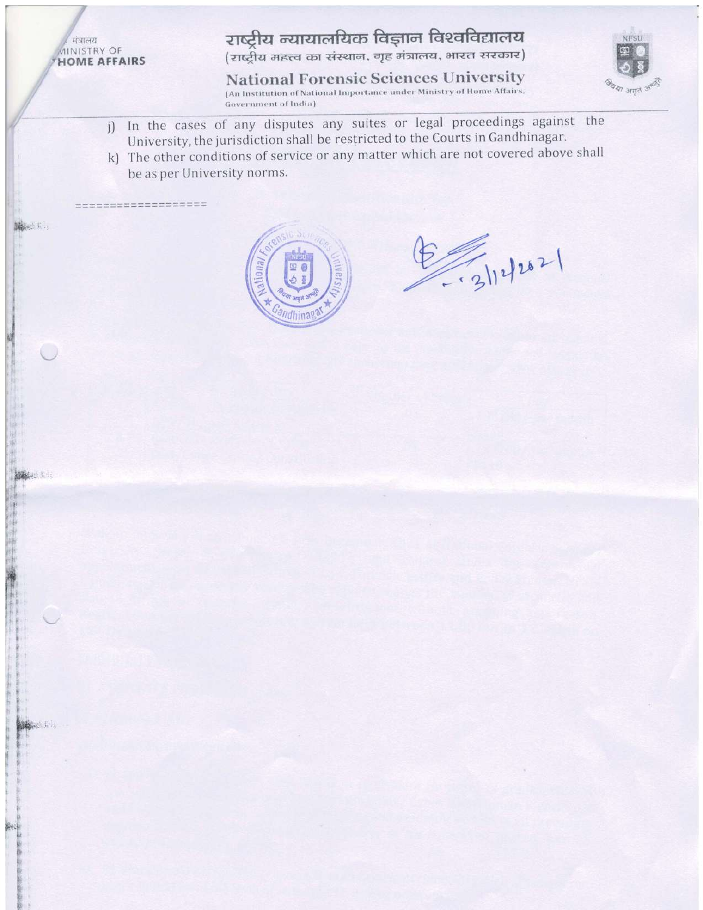j) In the cases of any disputes any suites or legal proceedings against the University, the jurisdiction shall be restricted to the Courts in Gandhinagar.

k) The other conditions of service or any matter which are not covered above shall be as per University norms.

===================

3/12/2021